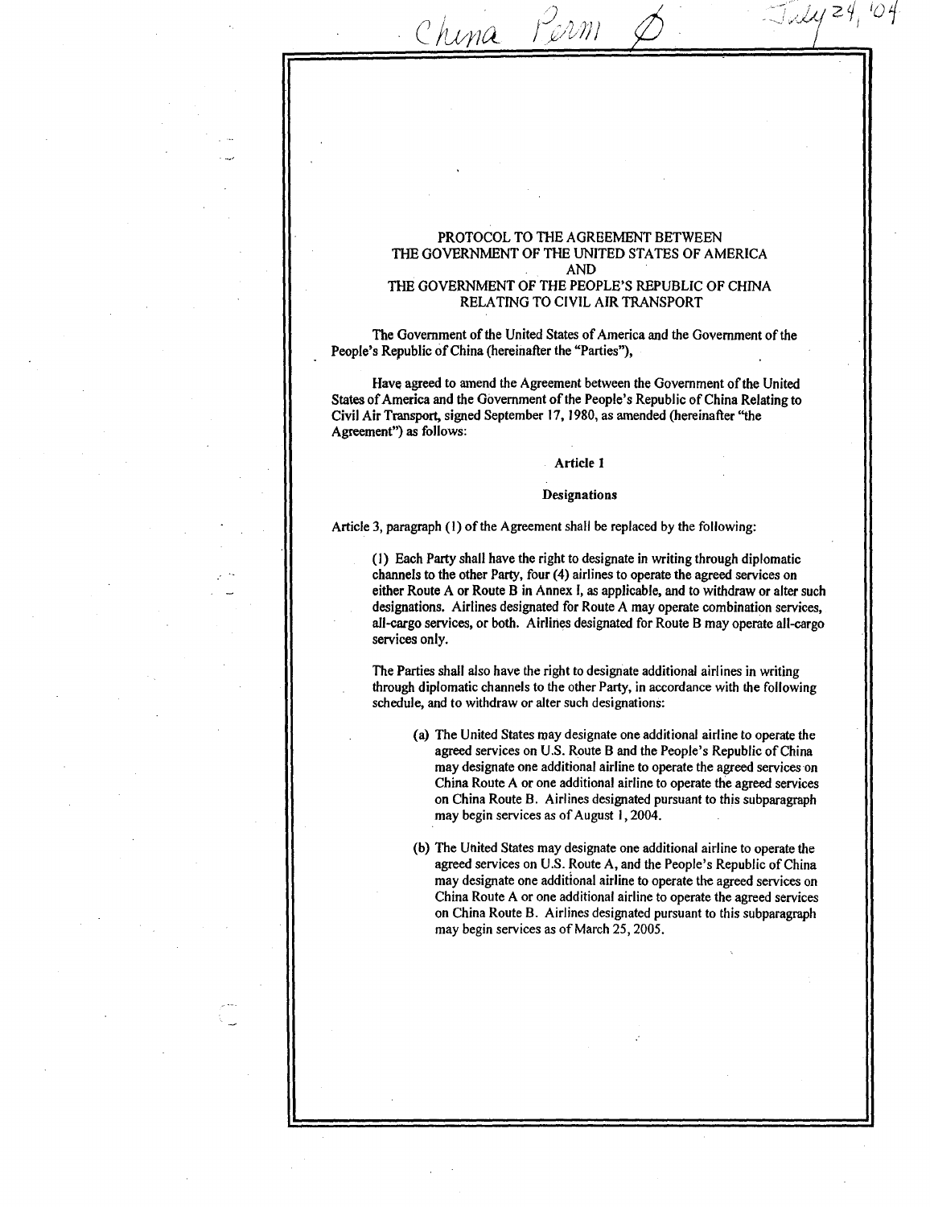China Perm Ø July 24, '04

# PROTOCOL TO THE AGREEMENT BETWEEN THE GOVERNMENT OF THE UNITED STATES OF AMERICA AND THE GOVERNMENT OF THE PEOPLE'S REPUBLIC OF CHINA RELATING TO CIVIL AIR TRANSPORT

The Government of the United States of America and the Government of the People's Republic of China (hereinafter the "Parties"),

Have agreed to amend the Agreement between the Government of the United States of America and the Government of the People's Republic of China Relating to Civil Air Transport, signed September 17, 1980, as amended (hereinafter "the Agreement") as follows:

## Article 1

### Designations

Article 3, paragraph (1) of the Agreement shall be replaced by the following:

> (1) Each Party shall have the right to designate in writing through diplomatic channels to the other Party, four (4) airlines to operate the agreed services on either Route A or Route B in Annex I, as applicable, and to withdraw or alter such designations. Airlines designated for Route A may operate combination services, all-cargo services, or both. Airlines designated for Route B may operate all-cargo services only.
>
> The Parties shall also have the right to designate additional airlines in writing through diplomatic channels to the other Party, in accordance with the following schedule, and to withdraw or alter such designations:
>
> (a) The United States may designate one additional airline to operate the agreed services on U.S. Route B and the People's Republic of China may designate one additional airline to operate the agreed services on China Route A or one additional airline to operate the agreed services on China Route B. Airlines designated pursuant to this subparagraph may begin services as of August 1, 2004.
>
> (b) The United States may designate one additional airline to operate the agreed services on U.S. Route A, and the People's Republic of China may designate one additional airline to operate the agreed services on China Route A or one additional airline to operate the agreed services on China Route B. Airlines designated pursuant to this subparagraph may begin services as of March 25, 2005.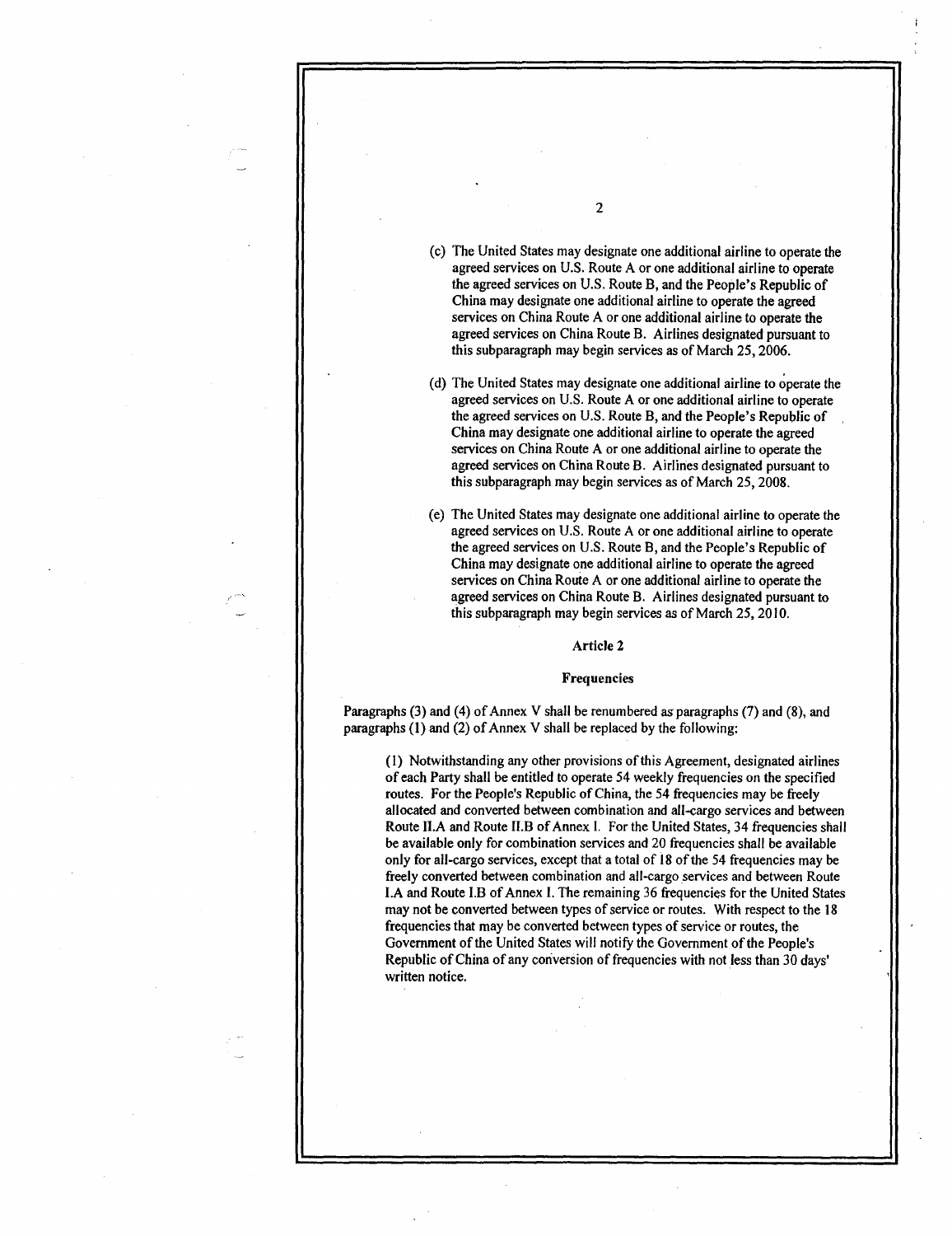(c) The United States may designate one additional airline to operate the agreed services on U.S. Route A or one additional airline to operate the agreed services on U.S. Route B, and the People's Republic of China may designate one additional airline to operate the agreed services on China Route A or one additional airline to operate the agreed services on China Route B. Airlines designated pursuant to this subparagraph may begin services as of March 25, 2006.

(d) The United States may designate one additional airline to operate the agreed services on U.S. Route A or one additional airline to operate the agreed services on U.S. Route B, and the People's Republic of China may designate one additional airline to operate the agreed services on China Route A or one additional airline to operate the agreed services on China Route B. Airlines designated pursuant to this subparagraph may begin services as of March 25, 2008.

(e) The United States may designate one additional airline to operate the agreed services on U.S. Route A or one additional airline to operate the agreed services on U.S. Route B, and the People's Republic of China may designate one additional airline to operate the agreed services on China Route A or one additional airline to operate the agreed services on China Route B. Airlines designated pursuant to this subparagraph may begin services as of March 25, 2010.

**Article 2**

**Frequencies**

Paragraphs (3) and (4) of Annex V shall be renumbered as paragraphs (7) and (8), and paragraphs (1) and (2) of Annex V shall be replaced by the following:

(1) Notwithstanding any other provisions of this Agreement, designated airlines of each Party shall be entitled to operate 54 weekly frequencies on the specified routes. For the People's Republic of China, the 54 frequencies may be freely allocated and converted between combination and all-cargo services and between Route II.A and Route II.B of Annex I. For the United States, 34 frequencies shall be available only for combination services and 20 frequencies shall be available only for all-cargo services, except that a total of 18 of the 54 frequencies may be freely converted between combination and all-cargo services and between Route I.A and Route I.B of Annex I. The remaining 36 frequencies for the United States may not be converted between types of service or routes. With respect to the 18 frequencies that may be converted between types of service or routes, the Government of the United States will notify the Government of the People's Republic of China of any conversion of frequencies with not less than 30 days' written notice.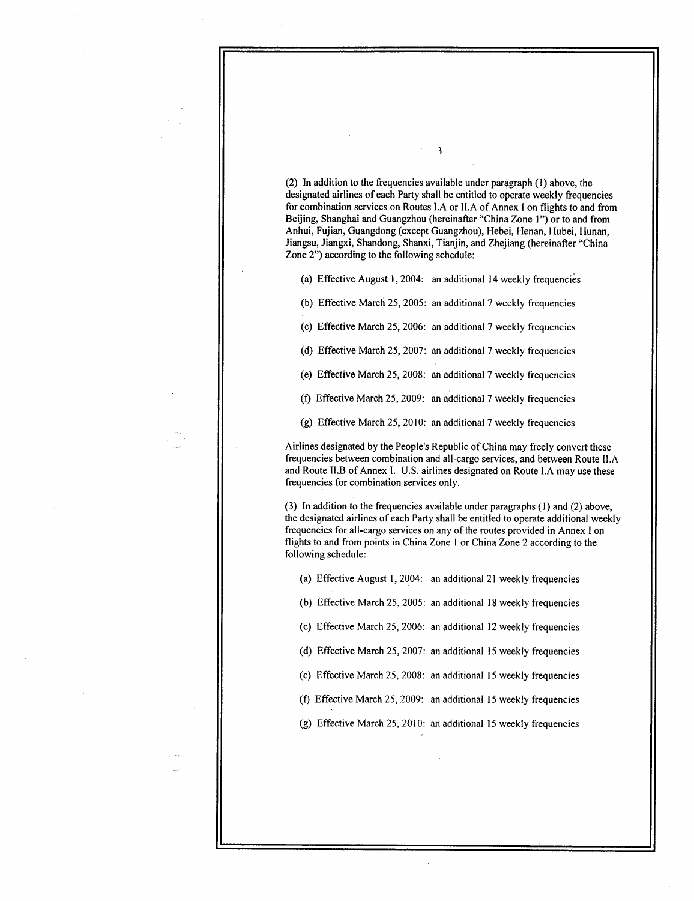(2) In addition to the frequencies available under paragraph (1) above, the designated airlines of each Party shall be entitled to operate weekly frequencies for combination services on Routes I.A or II.A of Annex I on flights to and from Beijing, Shanghai and Guangzhou (hereinafter "China Zone 1") or to and from Anhui, Fujian, Guangdong (except Guangzhou), Hebei, Henan, Hubei, Hunan, Jiangsu, Jiangxi, Shandong, Shanxi, Tianjin, and Zhejiang (hereinafter "China Zone 2") according to the following schedule:

(a) Effective August 1, 2004: an additional 14 weekly frequencies

(b) Effective March 25, 2005: an additional 7 weekly frequencies

(c) Effective March 25, 2006: an additional 7 weekly frequencies

(d) Effective March 25, 2007: an additional 7 weekly frequencies

(e) Effective March 25, 2008: an additional 7 weekly frequencies

(f) Effective March 25, 2009: an additional 7 weekly frequencies

(g) Effective March 25, 2010: an additional 7 weekly frequencies

Airlines designated by the People's Republic of China may freely convert these frequencies between combination and all-cargo services, and between Route II.A and Route II.B of Annex I. U.S. airlines designated on Route I.A may use these frequencies for combination services only.

(3) In addition to the frequencies available under paragraphs (1) and (2) above, the designated airlines of each Party shall be entitled to operate additional weekly frequencies for all-cargo services on any of the routes provided in Annex I on flights to and from points in China Zone 1 or China Zone 2 according to the following schedule:

(a) Effective August 1, 2004: an additional 21 weekly frequencies

(b) Effective March 25, 2005: an additional 18 weekly frequencies

(c) Effective March 25, 2006: an additional 12 weekly frequencies

(d) Effective March 25, 2007: an additional 15 weekly frequencies

(e) Effective March 25, 2008: an additional 15 weekly frequencies

(f) Effective March 25, 2009: an additional 15 weekly frequencies

(g) Effective March 25, 2010: an additional 15 weekly frequencies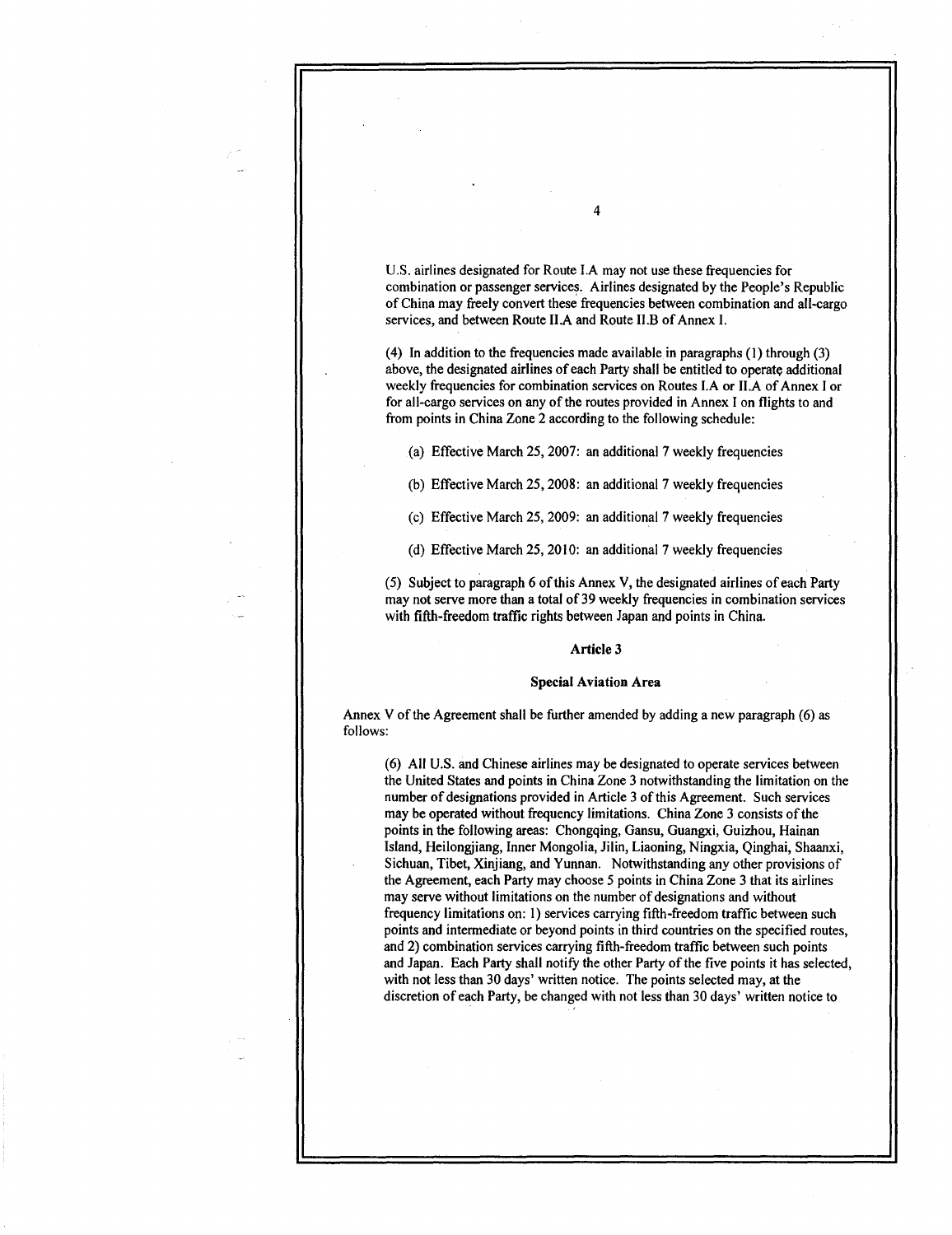U.S. airlines designated for Route I.A may not use these frequencies for combination or passenger services. Airlines designated by the People's Republic of China may freely convert these frequencies between combination and all-cargo services, and between Route II.A and Route II.B of Annex I.

(4) In addition to the frequencies made available in paragraphs (1) through (3) above, the designated airlines of each Party shall be entitled to operate additional weekly frequencies for combination services on Routes I.A or II.A of Annex I or for all-cargo services on any of the routes provided in Annex I on flights to and from points in China Zone 2 according to the following schedule:

(a) Effective March 25, 2007: an additional 7 weekly frequencies

(b) Effective March 25, 2008: an additional 7 weekly frequencies

(c) Effective March 25, 2009: an additional 7 weekly frequencies

(d) Effective March 25, 2010: an additional 7 weekly frequencies

(5) Subject to paragraph 6 of this Annex V, the designated airlines of each Party may not serve more than a total of 39 weekly frequencies in combination services with fifth-freedom traffic rights between Japan and points in China.

## Article 3

### Special Aviation Area

Annex V of the Agreement shall be further amended by adding a new paragraph (6) as follows:

(6) All U.S. and Chinese airlines may be designated to operate services between the United States and points in China Zone 3 notwithstanding the limitation on the number of designations provided in Article 3 of this Agreement. Such services may be operated without frequency limitations. China Zone 3 consists of the points in the following areas: Chongqing, Gansu, Guangxi, Guizhou, Hainan Island, Heilongjiang, Inner Mongolia, Jilin, Liaoning, Ningxia, Qinghai, Shaanxi, Sichuan, Tibet, Xinjiang, and Yunnan. Notwithstanding any other provisions of the Agreement, each Party may choose 5 points in China Zone 3 that its airlines may serve without limitations on the number of designations and without frequency limitations on: 1) services carrying fifth-freedom traffic between such points and intermediate or beyond points in third countries on the specified routes, and 2) combination services carrying fifth-freedom traffic between such points and Japan. Each Party shall notify the other Party of the five points it has selected, with not less than 30 days' written notice. The points selected may, at the discretion of each Party, be changed with not less than 30 days' written notice to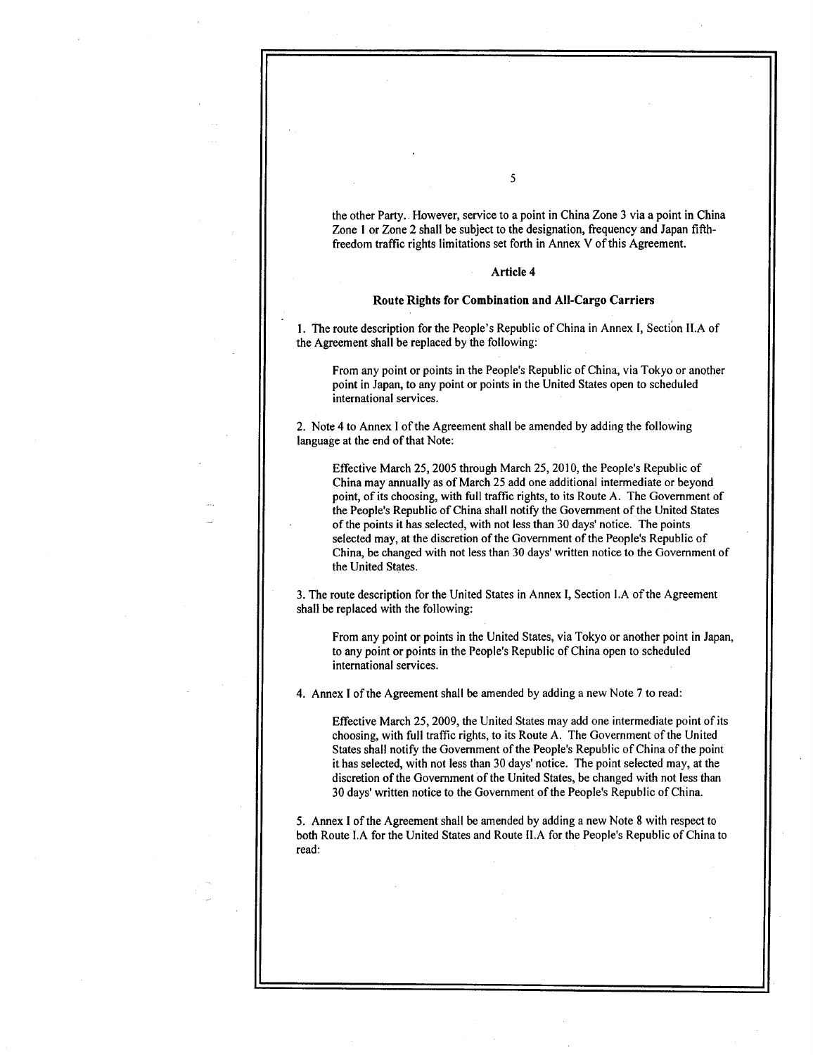the other Party. However, service to a point in China Zone 3 via a point in China Zone 1 or Zone 2 shall be subject to the designation, frequency and Japan fifth-freedom traffic rights limitations set forth in Annex V of this Agreement.

### Article 4

### Route Rights for Combination and All-Cargo Carriers

1. The route description for the People's Republic of China in Annex I, Section II.A of the Agreement shall be replaced by the following:

> From any point or points in the People's Republic of China, via Tokyo or another point in Japan, to any point or points in the United States open to scheduled international services.

2. Note 4 to Annex I of the Agreement shall be amended by adding the following language at the end of that Note:

> Effective March 25, 2005 through March 25, 2010, the People's Republic of China may annually as of March 25 add one additional intermediate or beyond point, of its choosing, with full traffic rights, to its Route A. The Government of the People's Republic of China shall notify the Government of the United States of the points it has selected, with not less than 30 days' notice. The points selected may, at the discretion of the Government of the People's Republic of China, be changed with not less than 30 days' written notice to the Government of the United States.

3. The route description for the United States in Annex I, Section I.A of the Agreement shall be replaced with the following:

> From any point or points in the United States, via Tokyo or another point in Japan, to any point or points in the People's Republic of China open to scheduled international services.

4. Annex I of the Agreement shall be amended by adding a new Note 7 to read:

> Effective March 25, 2009, the United States may add one intermediate point of its choosing, with full traffic rights, to its Route A. The Government of the United States shall notify the Government of the People's Republic of China of the point it has selected, with not less than 30 days' notice. The point selected may, at the discretion of the Government of the United States, be changed with not less than 30 days' written notice to the Government of the People's Republic of China.

5. Annex I of the Agreement shall be amended by adding a new Note 8 with respect to both Route I.A for the United States and Route II.A for the People's Republic of China to read: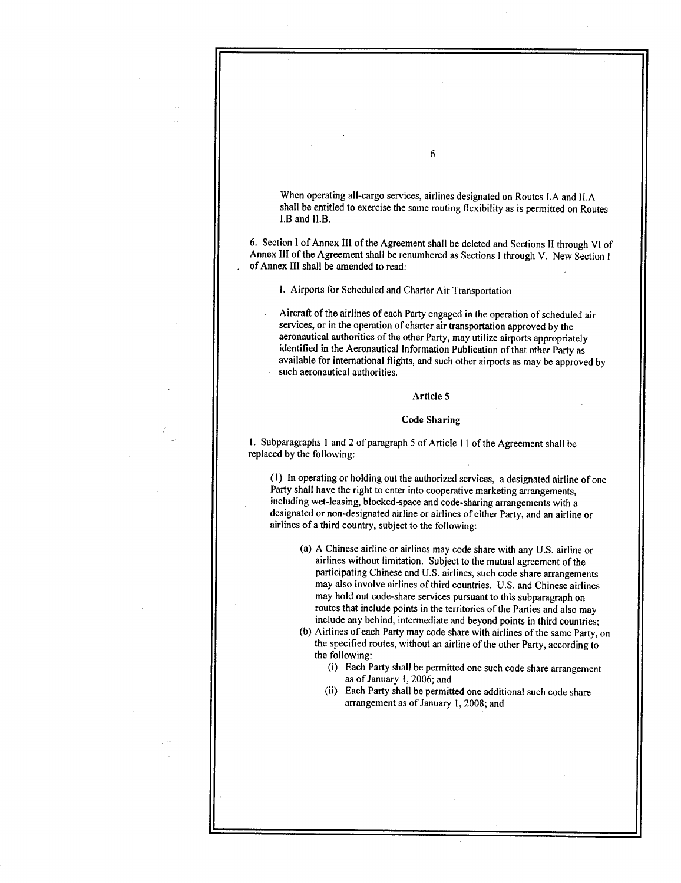When operating all-cargo services, airlines designated on Routes I.A and II.A shall be entitled to exercise the same routing flexibility as is permitted on Routes I.B and II.B.

6. Section I of Annex III of the Agreement shall be deleted and Sections II through VI of Annex III of the Agreement shall be renumbered as Sections I through V. New Section I of Annex III shall be amended to read:

> I. Airports for Scheduled and Charter Air Transportation
>
> Aircraft of the airlines of each Party engaged in the operation of scheduled air services, or in the operation of charter air transportation approved by the aeronautical authorities of the other Party, may utilize airports appropriately identified in the Aeronautical Information Publication of that other Party as available for international flights, and such other airports as may be approved by such aeronautical authorities.

**Article 5**

**Code Sharing**

1. Subparagraphs 1 and 2 of paragraph 5 of Article 11 of the Agreement shall be replaced by the following:

> (1) In operating or holding out the authorized services, a designated airline of one Party shall have the right to enter into cooperative marketing arrangements, including wet-leasing, blocked-space and code-sharing arrangements with a designated or non-designated airline or airlines of either Party, and an airline or airlines of a third country, subject to the following:
>
> (a) A Chinese airline or airlines may code share with any U.S. airline or airlines without limitation. Subject to the mutual agreement of the participating Chinese and U.S. airlines, such code share arrangements may also involve airlines of third countries. U.S. and Chinese airlines may hold out code-share services pursuant to this subparagraph on routes that include points in the territories of the Parties and also may include any behind, intermediate and beyond points in third countries;
>
> (b) Airlines of each Party may code share with airlines of the same Party, on the specified routes, without an airline of the other Party, according to the following:
>
> (i) Each Party shall be permitted one such code share arrangement as of January 1, 2006; and
>
> (ii) Each Party shall be permitted one additional such code share arrangement as of January 1, 2008; and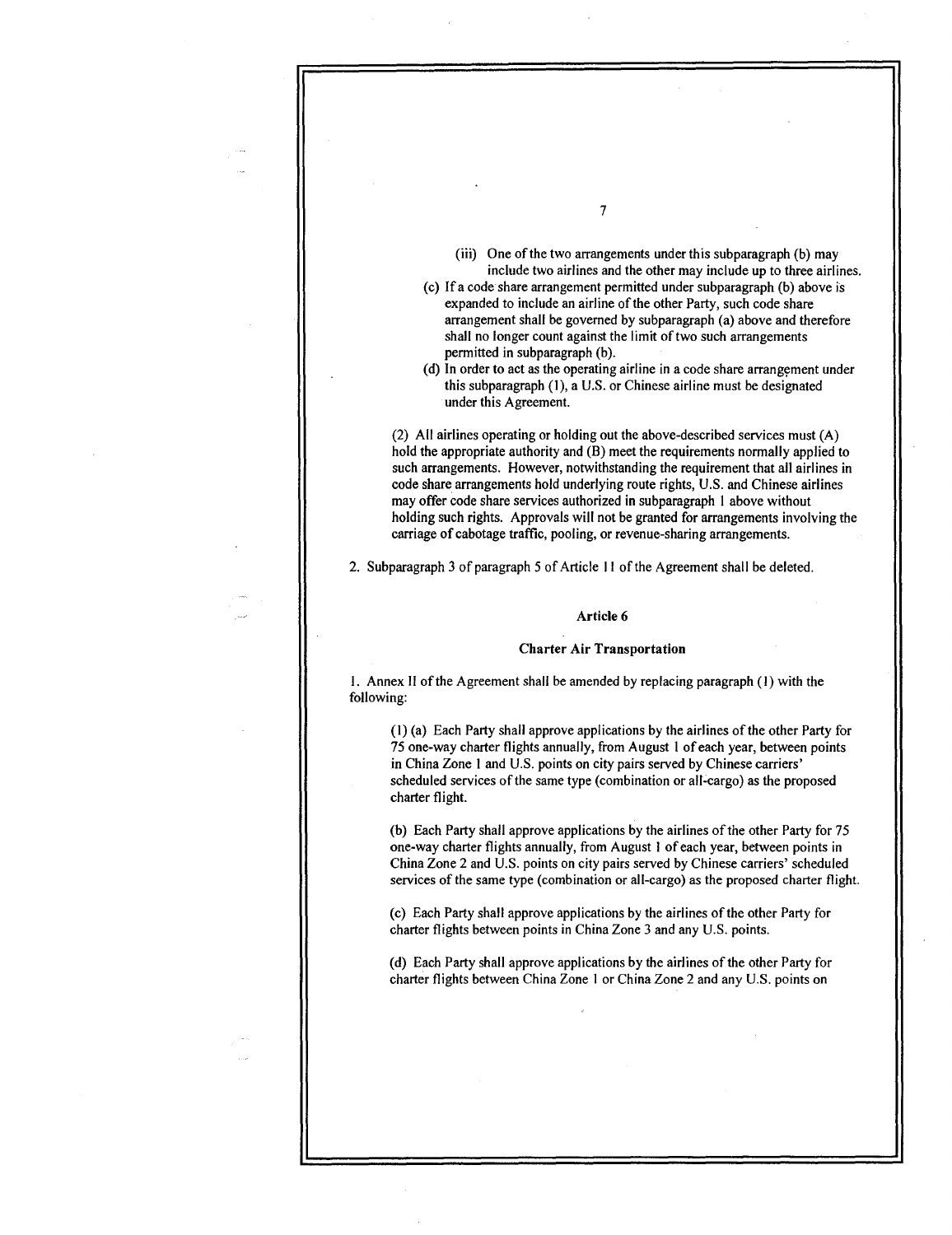(iii) One of the two arrangements under this subparagraph (b) may include two airlines and the other may include up to three airlines.

(c) If a code share arrangement permitted under subparagraph (b) above is expanded to include an airline of the other Party, such code share arrangement shall be governed by subparagraph (a) above and therefore shall no longer count against the limit of two such arrangements permitted in subparagraph (b).

(d) In order to act as the operating airline in a code share arrangement under this subparagraph (1), a U.S. or Chinese airline must be designated under this Agreement.

(2) All airlines operating or holding out the above-described services must (A) hold the appropriate authority and (B) meet the requirements normally applied to such arrangements. However, notwithstanding the requirement that all airlines in code share arrangements hold underlying route rights, U.S. and Chinese airlines may offer code share services authorized in subparagraph 1 above without holding such rights. Approvals will not be granted for arrangements involving the carriage of cabotage traffic, pooling, or revenue-sharing arrangements.

2. Subparagraph 3 of paragraph 5 of Article 11 of the Agreement shall be deleted.

### Article 6

### Charter Air Transportation

1. Annex II of the Agreement shall be amended by replacing paragraph (1) with the following:

(1) (a) Each Party shall approve applications by the airlines of the other Party for 75 one-way charter flights annually, from August 1 of each year, between points in China Zone 1 and U.S. points on city pairs served by Chinese carriers' scheduled services of the same type (combination or all-cargo) as the proposed charter flight.

(b) Each Party shall approve applications by the airlines of the other Party for 75 one-way charter flights annually, from August 1 of each year, between points in China Zone 2 and U.S. points on city pairs served by Chinese carriers' scheduled services of the same type (combination or all-cargo) as the proposed charter flight.

(c) Each Party shall approve applications by the airlines of the other Party for charter flights between points in China Zone 3 and any U.S. points.

(d) Each Party shall approve applications by the airlines of the other Party for charter flights between China Zone 1 or China Zone 2 and any U.S. points on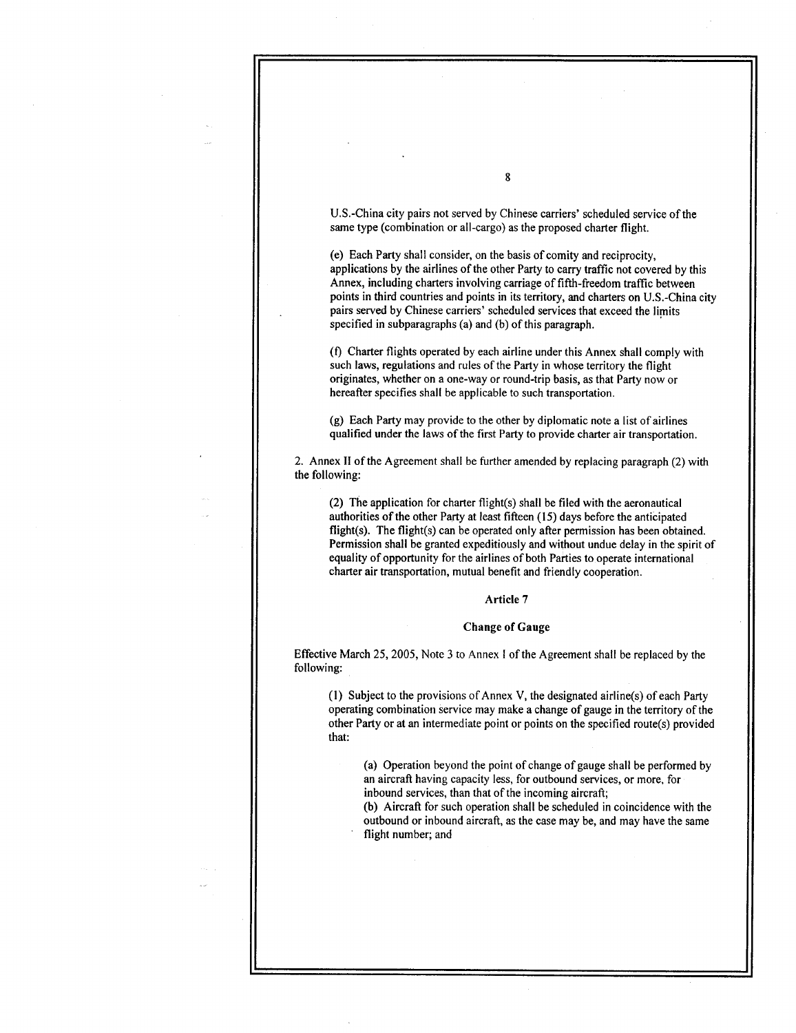U.S.-China city pairs not served by Chinese carriers' scheduled service of the same type (combination or all-cargo) as the proposed charter flight.

(e) Each Party shall consider, on the basis of comity and reciprocity, applications by the airlines of the other Party to carry traffic not covered by this Annex, including charters involving carriage of fifth-freedom traffic between points in third countries and points in its territory, and charters on U.S.-China city pairs served by Chinese carriers' scheduled services that exceed the limits specified in subparagraphs (a) and (b) of this paragraph.

(f) Charter flights operated by each airline under this Annex shall comply with such laws, regulations and rules of the Party in whose territory the flight originates, whether on a one-way or round-trip basis, as that Party now or hereafter specifies shall be applicable to such transportation.

(g) Each Party may provide to the other by diplomatic note a list of airlines qualified under the laws of the first Party to provide charter air transportation.

2. Annex II of the Agreement shall be further amended by replacing paragraph (2) with the following:

(2) The application for charter flight(s) shall be filed with the aeronautical authorities of the other Party at least fifteen (15) days before the anticipated flight(s). The flight(s) can be operated only after permission has been obtained. Permission shall be granted expeditiously and without undue delay in the spirit of equality of opportunity for the airlines of both Parties to operate international charter air transportation, mutual benefit and friendly cooperation.

## Article 7

### Change of Gauge

Effective March 25, 2005, Note 3 to Annex I of the Agreement shall be replaced by the following:

(1) Subject to the provisions of Annex V, the designated airline(s) of each Party operating combination service may make a change of gauge in the territory of the other Party or at an intermediate point or points on the specified route(s) provided that:

(a) Operation beyond the point of change of gauge shall be performed by an aircraft having capacity less, for outbound services, or more, for inbound services, than that of the incoming aircraft;
(b) Aircraft for such operation shall be scheduled in coincidence with the outbound or inbound aircraft, as the case may be, and may have the same flight number; and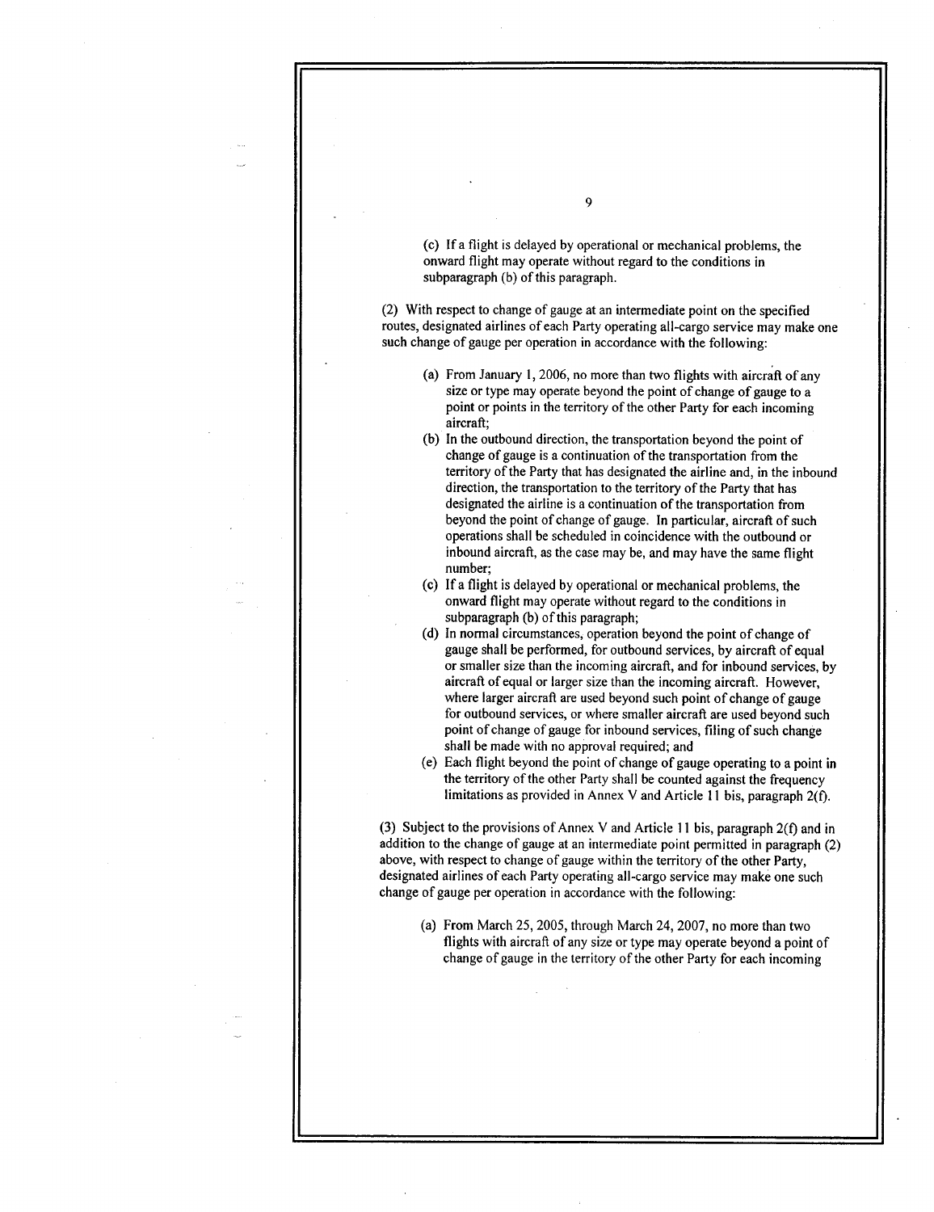(c) If a flight is delayed by operational or mechanical problems, the onward flight may operate without regard to the conditions in subparagraph (b) of this paragraph.

(2) With respect to change of gauge at an intermediate point on the specified routes, designated airlines of each Party operating all-cargo service may make one such change of gauge per operation in accordance with the following:

(a) From January 1, 2006, no more than two flights with aircraft of any size or type may operate beyond the point of change of gauge to a point or points in the territory of the other Party for each incoming aircraft;

(b) In the outbound direction, the transportation beyond the point of change of gauge is a continuation of the transportation from the territory of the Party that has designated the airline and, in the inbound direction, the transportation to the territory of the Party that has designated the airline is a continuation of the transportation from beyond the point of change of gauge. In particular, aircraft of such operations shall be scheduled in coincidence with the outbound or inbound aircraft, as the case may be, and may have the same flight number;

(c) If a flight is delayed by operational or mechanical problems, the onward flight may operate without regard to the conditions in subparagraph (b) of this paragraph;

(d) In normal circumstances, operation beyond the point of change of gauge shall be performed, for outbound services, by aircraft of equal or smaller size than the incoming aircraft, and for inbound services, by aircraft of equal or larger size than the incoming aircraft. However, where larger aircraft are used beyond such point of change of gauge for outbound services, or where smaller aircraft are used beyond such point of change of gauge for inbound services, filing of such change shall be made with no approval required; and

(e) Each flight beyond the point of change of gauge operating to a point in the territory of the other Party shall be counted against the frequency limitations as provided in Annex V and Article 11 bis, paragraph 2(f).

(3) Subject to the provisions of Annex V and Article 11 bis, paragraph 2(f) and in addition to the change of gauge at an intermediate point permitted in paragraph (2) above, with respect to change of gauge within the territory of the other Party, designated airlines of each Party operating all-cargo service may make one such change of gauge per operation in accordance with the following:

(a) From March 25, 2005, through March 24, 2007, no more than two flights with aircraft of any size or type may operate beyond a point of change of gauge in the territory of the other Party for each incoming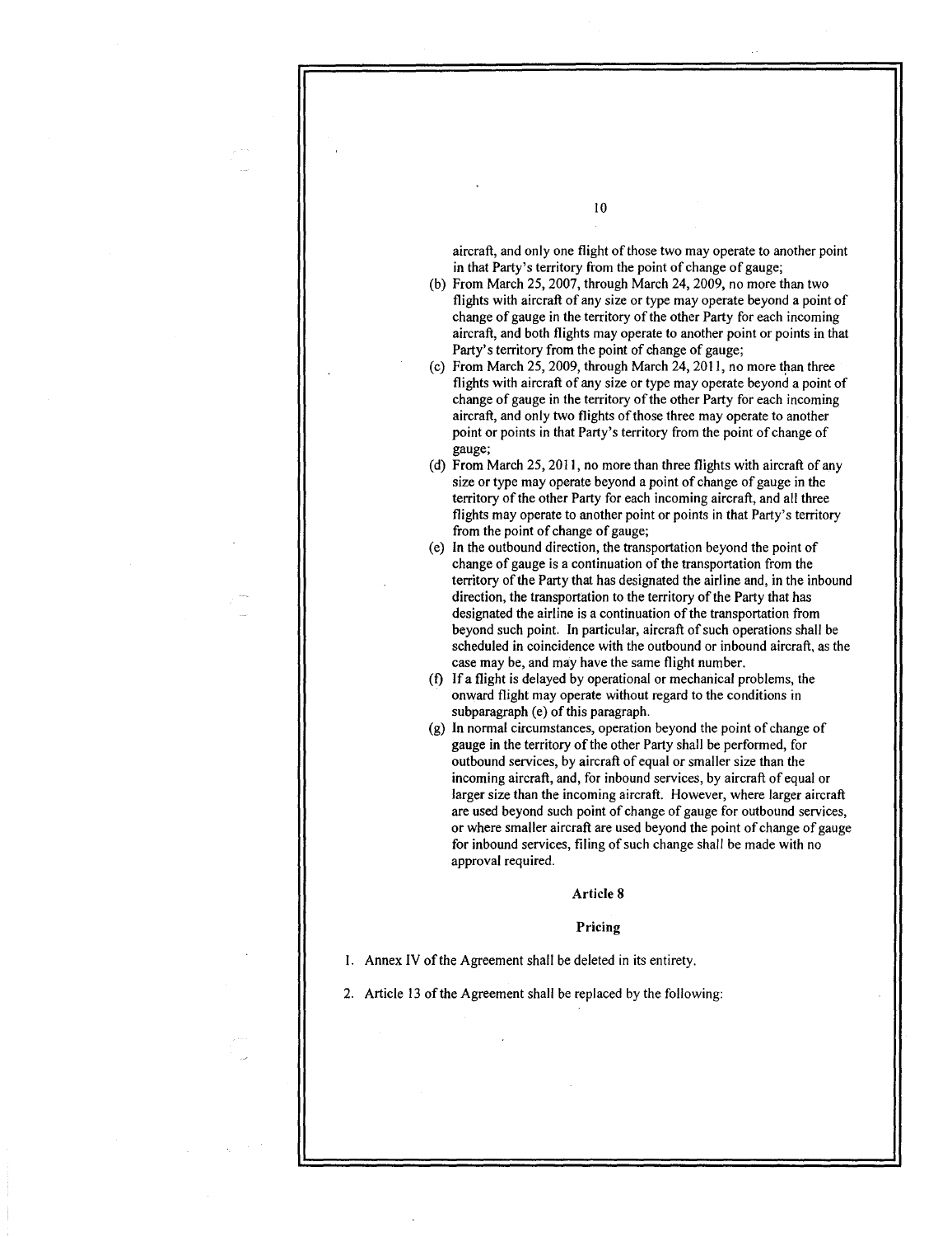aircraft, and only one flight of those two may operate to another point in that Party's territory from the point of change of gauge;

(b) From March 25, 2007, through March 24, 2009, no more than two flights with aircraft of any size or type may operate beyond a point of change of gauge in the territory of the other Party for each incoming aircraft, and both flights may operate to another point or points in that Party's territory from the point of change of gauge;

(c) From March 25, 2009, through March 24, 2011, no more than three flights with aircraft of any size or type may operate beyond a point of change of gauge in the territory of the other Party for each incoming aircraft, and only two flights of those three may operate to another point or points in that Party's territory from the point of change of gauge;

(d) From March 25, 2011, no more than three flights with aircraft of any size or type may operate beyond a point of change of gauge in the territory of the other Party for each incoming aircraft, and all three flights may operate to another point or points in that Party's territory from the point of change of gauge;

(e) In the outbound direction, the transportation beyond the point of change of gauge is a continuation of the transportation from the territory of the Party that has designated the airline and, in the inbound direction, the transportation to the territory of the Party that has designated the airline is a continuation of the transportation from beyond such point. In particular, aircraft of such operations shall be scheduled in coincidence with the outbound or inbound aircraft, as the case may be, and may have the same flight number.

(f) If a flight is delayed by operational or mechanical problems, the onward flight may operate without regard to the conditions in subparagraph (e) of this paragraph.

(g) In normal circumstances, operation beyond the point of change of gauge in the territory of the other Party shall be performed, for outbound services, by aircraft of equal or smaller size than the incoming aircraft, and, for inbound services, by aircraft of equal or larger size than the incoming aircraft. However, where larger aircraft are used beyond such point of change of gauge for outbound services, or where smaller aircraft are used beyond the point of change of gauge for inbound services, filing of such change shall be made with no approval required.

## Article 8

## Pricing

1. Annex IV of the Agreement shall be deleted in its entirety.

2. Article 13 of the Agreement shall be replaced by the following: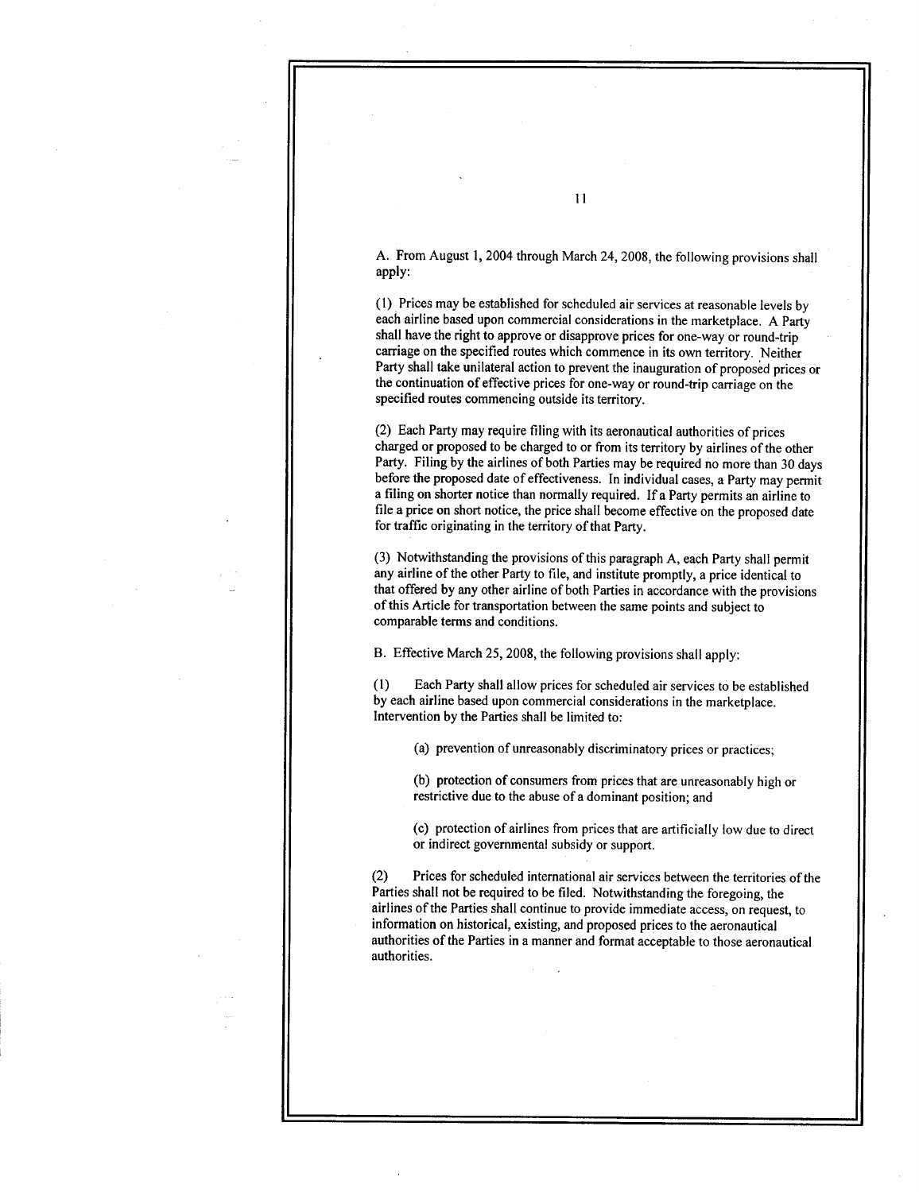A. From August 1, 2004 through March 24, 2008, the following provisions shall apply:

(1) Prices may be established for scheduled air services at reasonable levels by each airline based upon commercial considerations in the marketplace. A Party shall have the right to approve or disapprove prices for one-way or round-trip carriage on the specified routes which commence in its own territory. Neither Party shall take unilateral action to prevent the inauguration of proposed prices or the continuation of effective prices for one-way or round-trip carriage on the specified routes commencing outside its territory.

(2) Each Party may require filing with its aeronautical authorities of prices charged or proposed to be charged to or from its territory by airlines of the other Party. Filing by the airlines of both Parties may be required no more than 30 days before the proposed date of effectiveness. In individual cases, a Party may permit a filing on shorter notice than normally required. If a Party permits an airline to file a price on short notice, the price shall become effective on the proposed date for traffic originating in the territory of that Party.

(3) Notwithstanding the provisions of this paragraph A, each Party shall permit any airline of the other Party to file, and institute promptly, a price identical to that offered by any other airline of both Parties in accordance with the provisions of this Article for transportation between the same points and subject to comparable terms and conditions.

B. Effective March 25, 2008, the following provisions shall apply:

(1) Each Party shall allow prices for scheduled air services to be established by each airline based upon commercial considerations in the marketplace. Intervention by the Parties shall be limited to:

(a) prevention of unreasonably discriminatory prices or practices;

(b) protection of consumers from prices that are unreasonably high or restrictive due to the abuse of a dominant position; and

(c) protection of airlines from prices that are artificially low due to direct or indirect governmental subsidy or support.

(2) Prices for scheduled international air services between the territories of the Parties shall not be required to be filed. Notwithstanding the foregoing, the airlines of the Parties shall continue to provide immediate access, on request, to information on historical, existing, and proposed prices to the aeronautical authorities of the Parties in a manner and format acceptable to those aeronautical authorities.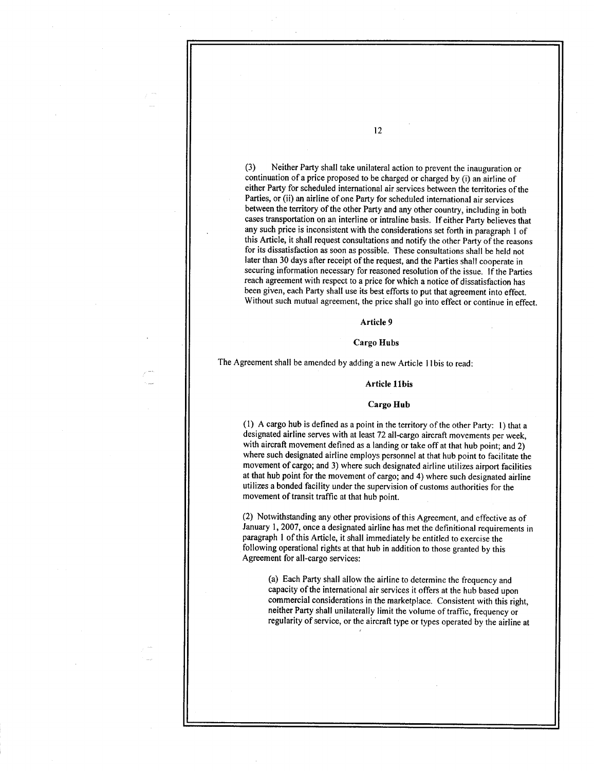(3) Neither Party shall take unilateral action to prevent the inauguration or continuation of a price proposed to be charged or charged by (i) an airline of either Party for scheduled international air services between the territories of the Parties, or (ii) an airline of one Party for scheduled international air services between the territory of the other Party and any other country, including in both cases transportation on an interline or intraline basis. If either Party believes that any such price is inconsistent with the considerations set forth in paragraph 1 of this Article, it shall request consultations and notify the other Party of the reasons for its dissatisfaction as soon as possible. These consultations shall be held not later than 30 days after receipt of the request, and the Parties shall cooperate in securing information necessary for reasoned resolution of the issue. If the Parties reach agreement with respect to a price for which a notice of dissatisfaction has been given, each Party shall use its best efforts to put that agreement into effect. Without such mutual agreement, the price shall go into effect or continue in effect.

## Article 9

## Cargo Hubs

The Agreement shall be amended by adding a new Article 11bis to read:

### Article 11bis

### Cargo Hub

(1) A cargo hub is defined as a point in the territory of the other Party: 1) that a designated airline serves with at least 72 all-cargo aircraft movements per week, with aircraft movement defined as a landing or take off at that hub point; and 2) where such designated airline employs personnel at that hub point to facilitate the movement of cargo; and 3) where such designated airline utilizes airport facilities at that hub point for the movement of cargo; and 4) where such designated airline utilizes a bonded facility under the supervision of customs authorities for the movement of transit traffic at that hub point.

(2) Notwithstanding any other provisions of this Agreement, and effective as of January 1, 2007, once a designated airline has met the definitional requirements in paragraph 1 of this Article, it shall immediately be entitled to exercise the following operational rights at that hub in addition to those granted by this Agreement for all-cargo services:

(a) Each Party shall allow the airline to determine the frequency and capacity of the international air services it offers at the hub based upon commercial considerations in the marketplace. Consistent with this right, neither Party shall unilaterally limit the volume of traffic, frequency or regularity of service, or the aircraft type or types operated by the airline at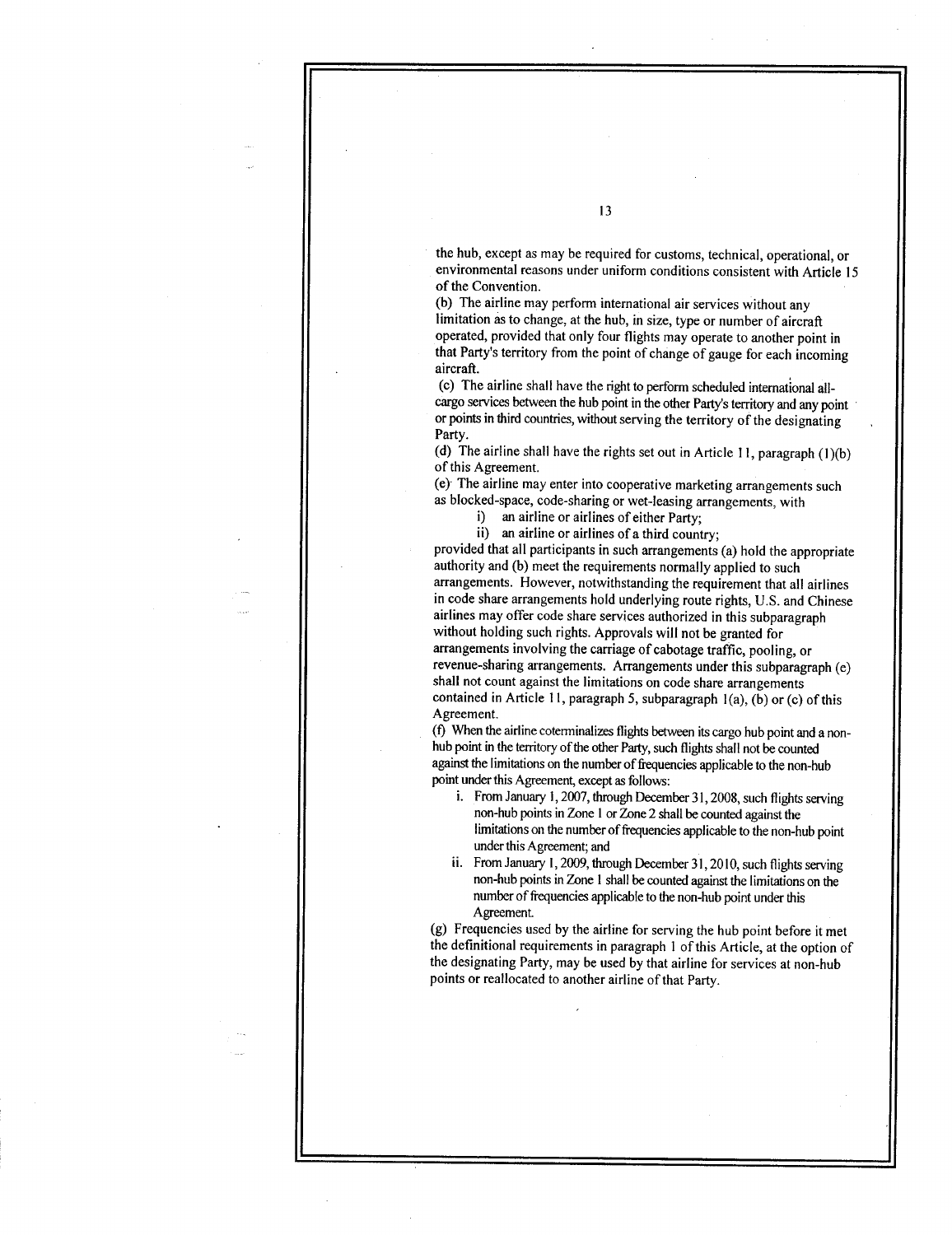the hub, except as may be required for customs, technical, operational, or environmental reasons under uniform conditions consistent with Article 15 of the Convention.

(b) The airline may perform international air services without any limitation as to change, at the hub, in size, type or number of aircraft operated, provided that only four flights may operate to another point in that Party's territory from the point of change of gauge for each incoming aircraft.

(c) The airline shall have the right to perform scheduled international all-cargo services between the hub point in the other Party's territory and any point or points in third countries, without serving the territory of the designating Party.

(d) The airline shall have the rights set out in Article 11, paragraph (1)(b) of this Agreement.

(e) The airline may enter into cooperative marketing arrangements such as blocked-space, code-sharing or wet-leasing arrangements, with

i) an airline or airlines of either Party;

ii) an airline or airlines of a third country;

provided that all participants in such arrangements (a) hold the appropriate authority and (b) meet the requirements normally applied to such arrangements. However, notwithstanding the requirement that all airlines in code share arrangements hold underlying route rights, U.S. and Chinese airlines may offer code share services authorized in this subparagraph without holding such rights. Approvals will not be granted for arrangements involving the carriage of cabotage traffic, pooling, or revenue-sharing arrangements. Arrangements under this subparagraph (e) shall not count against the limitations on code share arrangements contained in Article 11, paragraph 5, subparagraph 1(a), (b) or (c) of this Agreement.

(f) When the airline coterminalizes flights between its cargo hub point and a non-hub point in the territory of the other Party, such flights shall not be counted against the limitations on the number of frequencies applicable to the non-hub point under this Agreement, except as follows:

i. From January 1, 2007, through December 31, 2008, such flights serving non-hub points in Zone 1 or Zone 2 shall be counted against the limitations on the number of frequencies applicable to the non-hub point under this Agreement; and

ii. From January 1, 2009, through December 31, 2010, such flights serving non-hub points in Zone 1 shall be counted against the limitations on the number of frequencies applicable to the non-hub point under this Agreement.

(g) Frequencies used by the airline for serving the hub point before it met the definitional requirements in paragraph 1 of this Article, at the option of the designating Party, may be used by that airline for services at non-hub points or reallocated to another airline of that Party.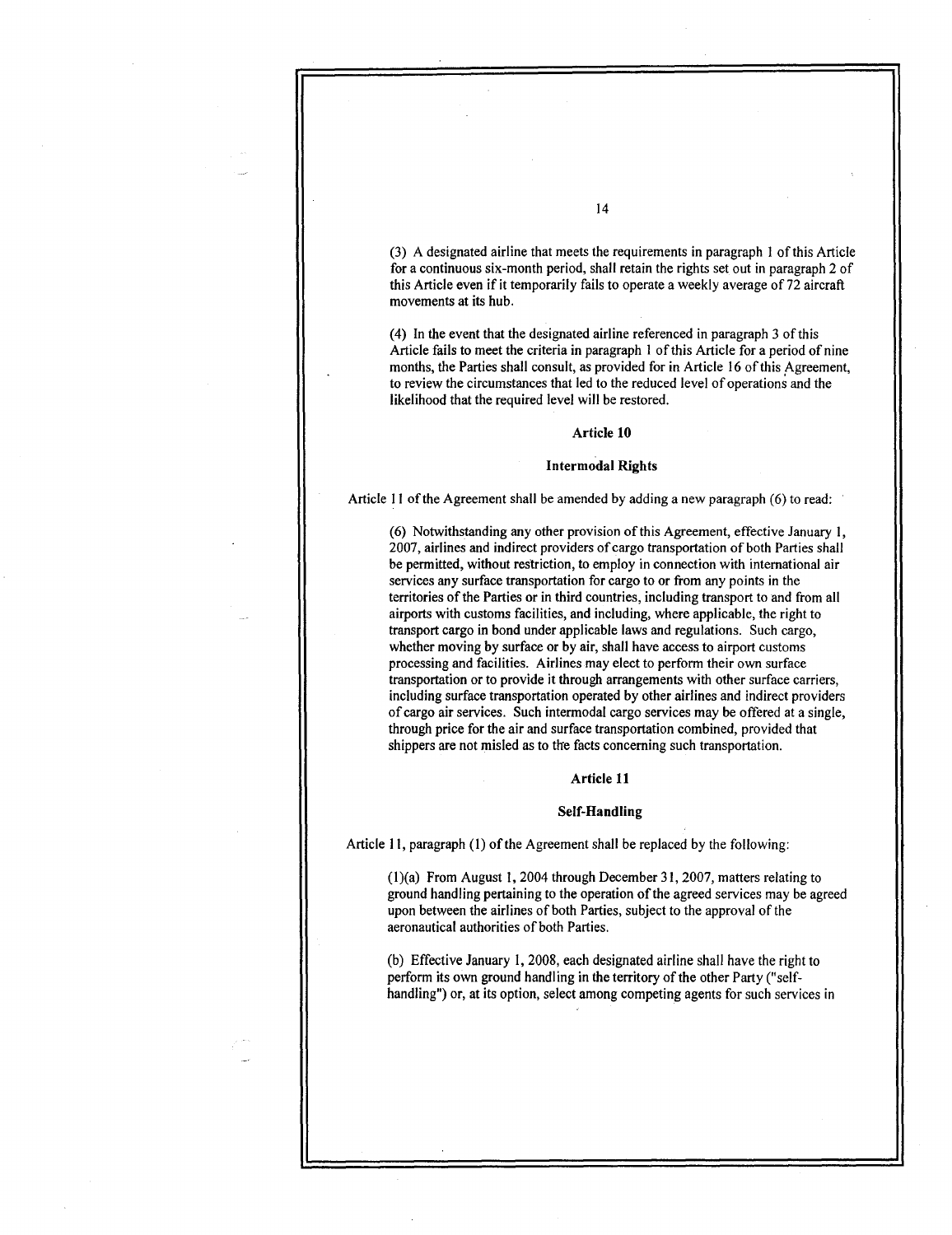(3) A designated airline that meets the requirements in paragraph 1 of this Article for a continuous six-month period, shall retain the rights set out in paragraph 2 of this Article even if it temporarily fails to operate a weekly average of 72 aircraft movements at its hub.

(4) In the event that the designated airline referenced in paragraph 3 of this Article fails to meet the criteria in paragraph 1 of this Article for a period of nine months, the Parties shall consult, as provided for in Article 16 of this Agreement, to review the circumstances that led to the reduced level of operations and the likelihood that the required level will be restored.

## Article 10

## Intermodal Rights

Article 11 of the Agreement shall be amended by adding a new paragraph (6) to read:

> (6) Notwithstanding any other provision of this Agreement, effective January 1, 2007, airlines and indirect providers of cargo transportation of both Parties shall be permitted, without restriction, to employ in connection with international air services any surface transportation for cargo to or from any points in the territories of the Parties or in third countries, including transport to and from all airports with customs facilities, and including, where applicable, the right to transport cargo in bond under applicable laws and regulations. Such cargo, whether moving by surface or by air, shall have access to airport customs processing and facilities. Airlines may elect to perform their own surface transportation or to provide it through arrangements with other surface carriers, including surface transportation operated by other airlines and indirect providers of cargo air services. Such intermodal cargo services may be offered at a single, through price for the air and surface transportation combined, provided that shippers are not misled as to the facts concerning such transportation.

## Article 11

## Self-Handling

Article 11, paragraph (1) of the Agreement shall be replaced by the following:

> (1)(a) From August 1, 2004 through December 31, 2007, matters relating to ground handling pertaining to the operation of the agreed services may be agreed upon between the airlines of both Parties, subject to the approval of the aeronautical authorities of both Parties.
>
> (b) Effective January 1, 2008, each designated airline shall have the right to perform its own ground handling in the territory of the other Party ("self-handling") or, at its option, select among competing agents for such services in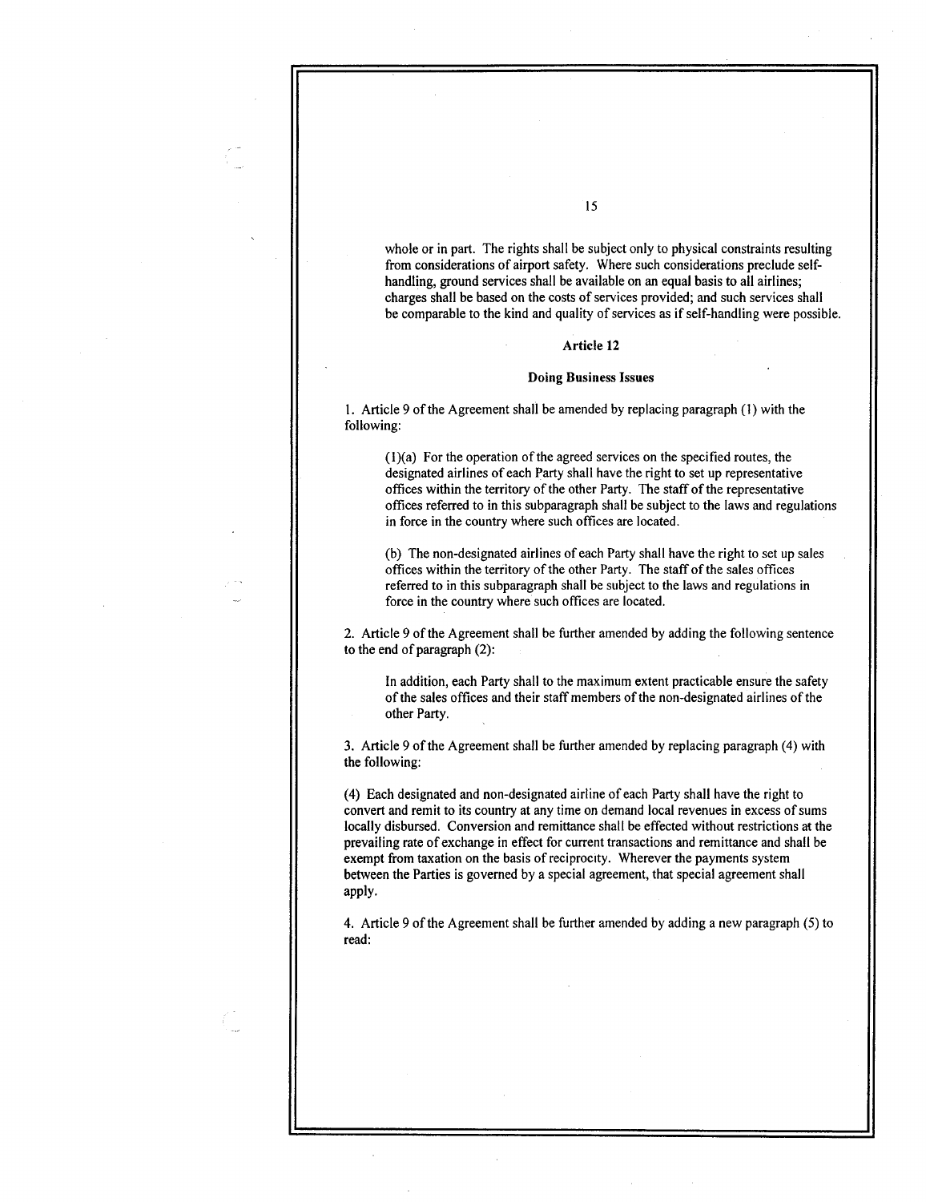whole or in part. The rights shall be subject only to physical constraints resulting from considerations of airport safety. Where such considerations preclude self-handling, ground services shall be available on an equal basis to all airlines; charges shall be based on the costs of services provided; and such services shall be comparable to the kind and quality of services as if self-handling were possible.

## Article 12

### Doing Business Issues

1. Article 9 of the Agreement shall be amended by replacing paragraph (1) with the following:

> (1)(a) For the operation of the agreed services on the specified routes, the designated airlines of each Party shall have the right to set up representative offices within the territory of the other Party. The staff of the representative offices referred to in this subparagraph shall be subject to the laws and regulations in force in the country where such offices are located.
>
> (b) The non-designated airlines of each Party shall have the right to set up sales offices within the territory of the other Party. The staff of the sales offices referred to in this subparagraph shall be subject to the laws and regulations in force in the country where such offices are located.

2. Article 9 of the Agreement shall be further amended by adding the following sentence to the end of paragraph (2):

> In addition, each Party shall to the maximum extent practicable ensure the safety of the sales offices and their staff members of the non-designated airlines of the other Party.

3. Article 9 of the Agreement shall be further amended by replacing paragraph (4) with the following:

(4) Each designated and non-designated airline of each Party shall have the right to convert and remit to its country at any time on demand local revenues in excess of sums locally disbursed. Conversion and remittance shall be effected without restrictions at the prevailing rate of exchange in effect for current transactions and remittance and shall be exempt from taxation on the basis of reciprocity. Wherever the payments system between the Parties is governed by a special agreement, that special agreement shall apply.

4. Article 9 of the Agreement shall be further amended by adding a new paragraph (5) to read: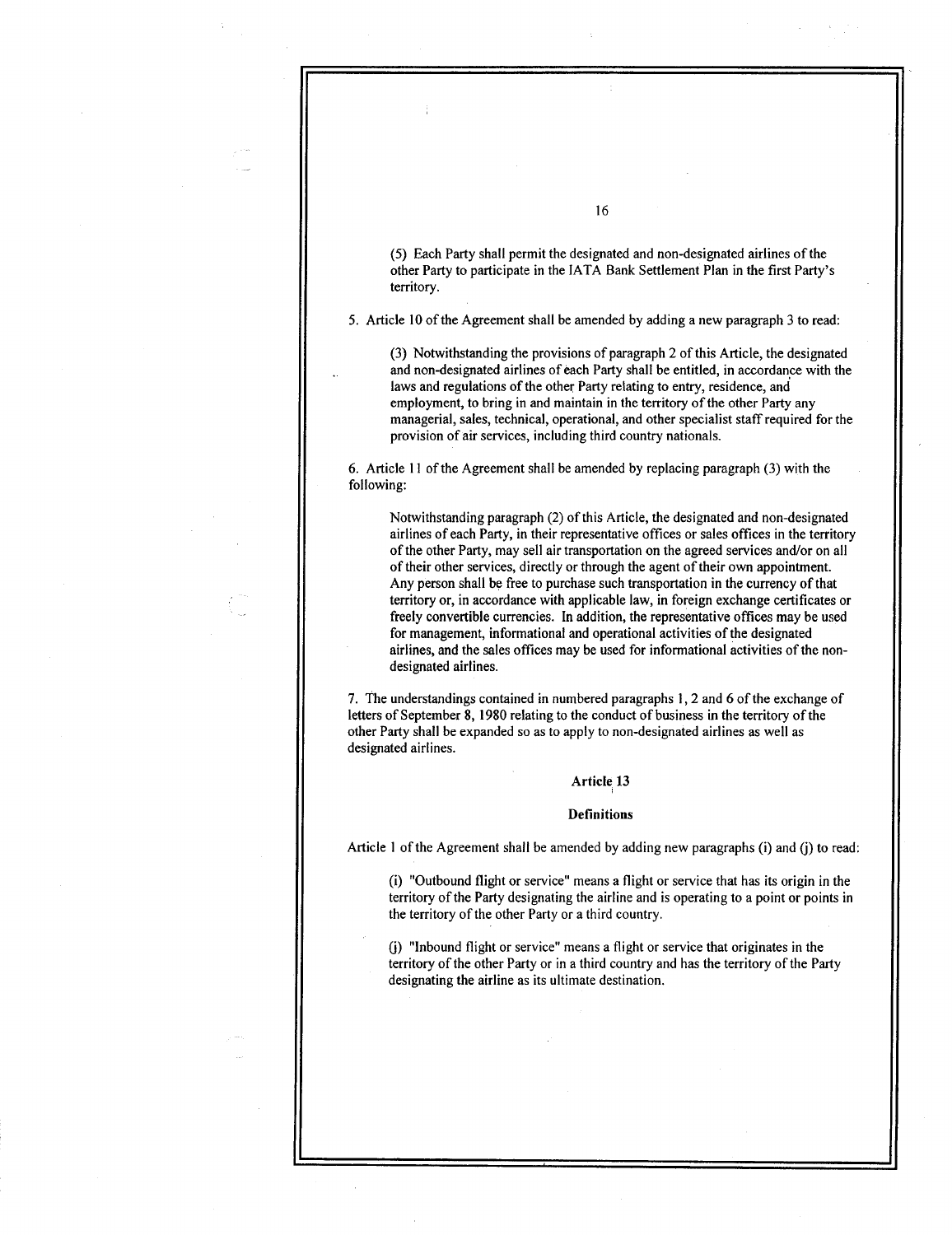(5) Each Party shall permit the designated and non-designated airlines of the other Party to participate in the IATA Bank Settlement Plan in the first Party's territory.

5. Article 10 of the Agreement shall be amended by adding a new paragraph 3 to read:

(3) Notwithstanding the provisions of paragraph 2 of this Article, the designated and non-designated airlines of each Party shall be entitled, in accordance with the laws and regulations of the other Party relating to entry, residence, and employment, to bring in and maintain in the territory of the other Party any managerial, sales, technical, operational, and other specialist staff required for the provision of air services, including third country nationals.

6. Article 11 of the Agreement shall be amended by replacing paragraph (3) with the following:

Notwithstanding paragraph (2) of this Article, the designated and non-designated airlines of each Party, in their representative offices or sales offices in the territory of the other Party, may sell air transportation on the agreed services and/or on all of their other services, directly or through the agent of their own appointment. Any person shall be free to purchase such transportation in the currency of that territory or, in accordance with applicable law, in foreign exchange certificates or freely convertible currencies. In addition, the representative offices may be used for management, informational and operational activities of the designated airlines, and the sales offices may be used for informational activities of the non-designated airlines.

7. The understandings contained in numbered paragraphs 1, 2 and 6 of the exchange of letters of September 8, 1980 relating to the conduct of business in the territory of the other Party shall be expanded so as to apply to non-designated airlines as well as designated airlines.

## Article 13

### Definitions

Article 1 of the Agreement shall be amended by adding new paragraphs (i) and (j) to read:

(i) "Outbound flight or service" means a flight or service that has its origin in the territory of the Party designating the airline and is operating to a point or points in the territory of the other Party or a third country.

(j) "Inbound flight or service" means a flight or service that originates in the territory of the other Party or in a third country and has the territory of the Party designating the airline as its ultimate destination.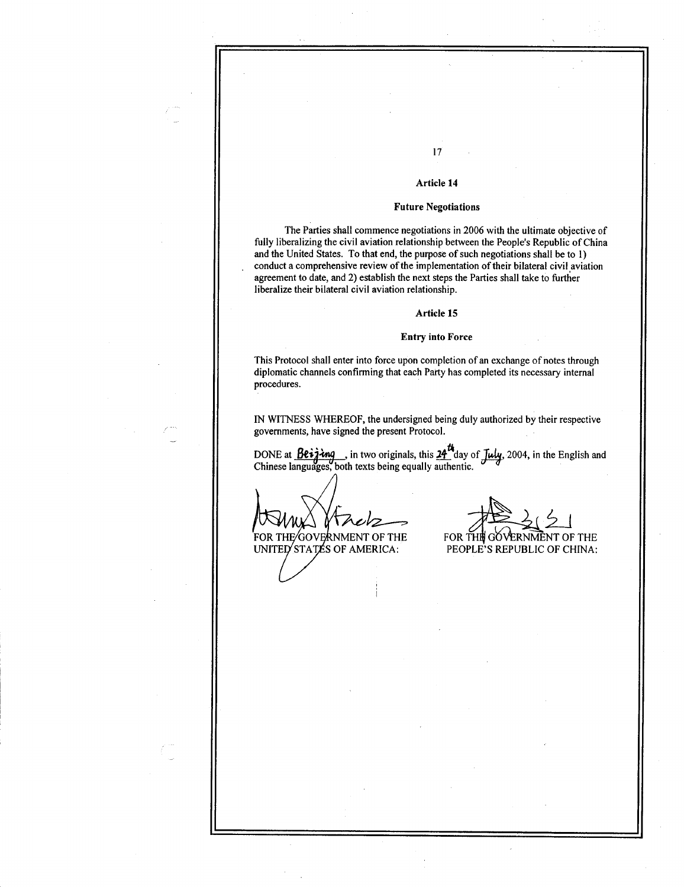## Article 14

### Future Negotiations

The Parties shall commence negotiations in 2006 with the ultimate objective of fully liberalizing the civil aviation relationship between the People's Republic of China and the United States. To that end, the purpose of such negotiations shall be to 1) conduct a comprehensive review of the implementation of their bilateral civil aviation agreement to date, and 2) establish the next steps the Parties shall take to further liberalize their bilateral civil aviation relationship.

## Article 15

### Entry into Force

This Protocol shall enter into force upon completion of an exchange of notes through diplomatic channels confirming that each Party has completed its necessary internal procedures.

IN WITNESS WHEREOF, the undersigned being duly authorized by their respective governments, have signed the present Protocol.

DONE at Beijing, in two originals, this 24th day of July, 2004, in the English and Chinese languages, both texts being equally authentic.

FOR THE GOVERNMENT OF THE UNITED STATES OF AMERICA:

FOR THE GOVERNMENT OF THE PEOPLE'S REPUBLIC OF CHINA: